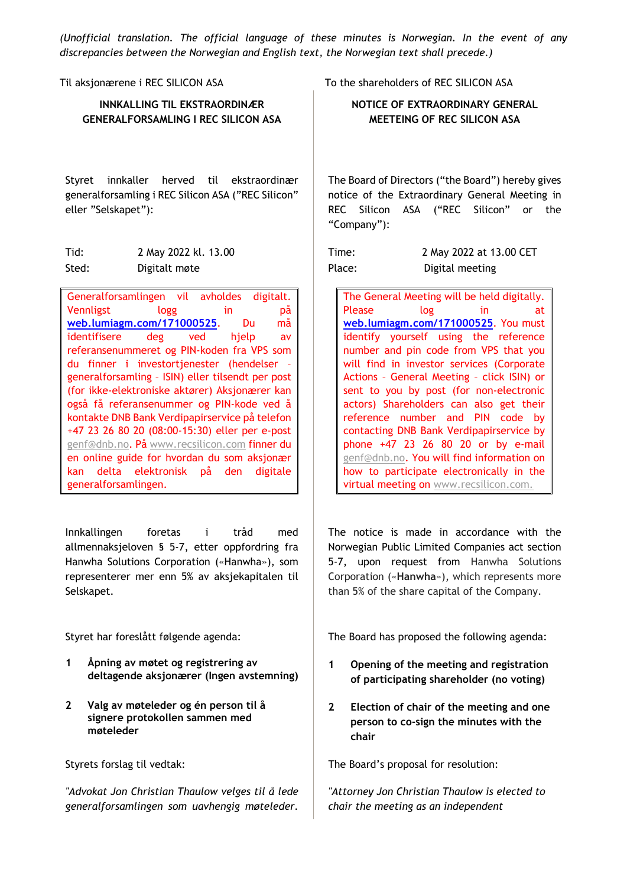*(Unofficial translation. The official language of these minutes is Norwegian. In the event of any discrepancies between the Norwegian and English text, the Norwegian text shall precede.)*

Til aksjonærene i REC SILICON ASA

**INNKALLING TIL EKSTRAORDINÆR GENERALFORSAMLING I REC SILICON ASA**

Styret innkaller herved til ekstraordinær generalforsamling i REC Silicon ASA ("REC Silicon" eller "Selskapet"):

Tid: 2 May 2022 kl. 13.00
Sted: Digitalt møte

Generalforsamlingen vil avholdes digitalt. Vennligst logg in på **web.lumiagm.com/171000525**. Du må identifisere deg ved hjelp av referansenummeret og PIN-koden fra VPS som du finner i investortjenester (hendelser – generalforsamling – ISIN) eller tilsendt per post (for ikke-elektroniske aktører) Aksjonærer kan også få referansenummer og PIN-kode ved å kontakte DNB Bank Verdipapirservice på telefon +47 23 26 80 20 (08:00-15:30) eller per e-post genf@dnb.no. På www.recsilicon.com finner du en online guide for hvordan du som aksjonær kan delta elektronisk på den digitale generalforsamlingen.

Innkallingen foretas i tråd med allmennaksjeloven § 5-7, etter oppfordring fra Hanwha Solutions Corporation («Hanwha»), som representerer mer enn 5% av aksjekapitalen til Selskapet.

Styret har foreslått følgende agenda:

**1 Åpning av møtet og registrering av deltagende aksjonærer (Ingen avstemning)**

**2 Valg av møteleder og én person til å signere protokollen sammen med møteleder**

Styrets forslag til vedtak:

*"Advokat Jon Christian Thaulow velges til å lede generalforsamlingen som uavhengig møteleder.*

---

To the shareholders of REC SILICON ASA

**NOTICE OF EXTRAORDINARY GENERAL MEETEING OF REC SILICON ASA**

The Board of Directors ("the Board") hereby gives notice of the Extraordinary General Meeting in REC Silicon ASA ("REC Silicon" or the "Company"):

Time: 2 May 2022 at 13.00 CET
Place: Digital meeting

The General Meeting will be held digitally. Please log in at **web.lumiagm.com/171000525**. You must identify yourself using the reference number and pin code from VPS that you will find in investor services (Corporate Actions – General Meeting – click ISIN) or sent to you by post (for non-electronic actors) Shareholders can also get their reference number and PIN code by contacting DNB Bank Verdipapirservice by phone +47 23 26 80 20 or by e-mail genf@dnb.no. You will find information on how to participate electronically in the virtual meeting on www.recsilicon.com.

The notice is made in accordance with the Norwegian Public Limited Companies act section 5-7, upon request from Hanwha Solutions Corporation («**Hanwha**»), which represents more than 5% of the share capital of the Company.

The Board has proposed the following agenda:

**1 Opening of the meeting and registration of participating shareholder (no voting)**

**2 Election of chair of the meeting and one person to co-sign the minutes with the chair**

The Board's proposal for resolution:

*"Attorney Jon Christian Thaulow is elected to chair the meeting as an independent*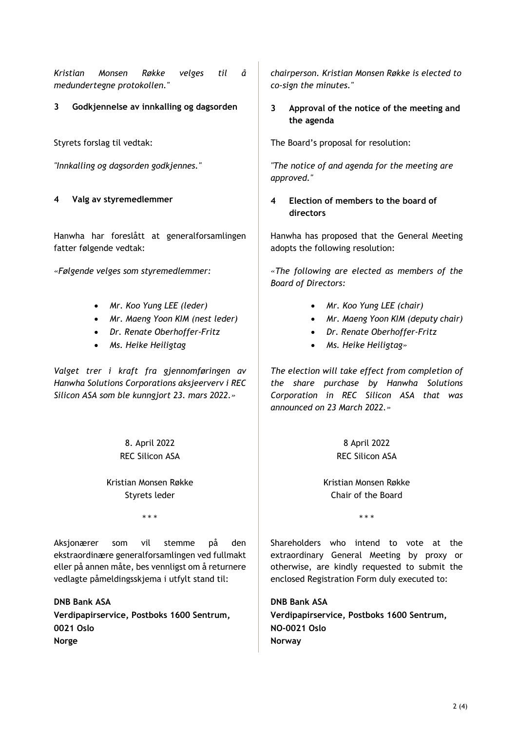*Kristian Monsen Røkke velges til å medundertegne protokollen."*

**3 Godkjennelse av innkalling og dagsorden**

Styrets forslag til vedtak:

*"Innkalling og dagsorden godkjennes."*

**4 Valg av styremedlemmer**

Hanwha har foreslått at generalforsamlingen fatter følgende vedtak:

*«Følgende velges som styremedlemmer:*

- *Mr. Koo Yung LEE (leder)*
- *Mr. Maeng Yoon KIM (nest leder)*
- *Dr. Renate Oberhoffer-Fritz*
- *Ms. Heike Heiligtag*

*Valget trer i kraft fra gjennomføringen av Hanwha Solutions Corporations aksjeerverv i REC Silicon ASA som ble kunngjort 23. mars 2022.»*

8. April 2022
REC Silicon ASA

Kristian Monsen Røkke
Styrets leder

\* \* \*

Aksjonærer som vil stemme på den ekstraordinære generalforsamlingen ved fullmakt eller på annen måte, bes vennligst om å returnere vedlagte påmeldingsskjema i utfylt stand til:

**DNB Bank ASA**
**Verdipapirservice, Postboks 1600 Sentrum, 0021 Oslo**
**Norge**

*chairperson. Kristian Monsen Røkke is elected to co-sign the minutes."*

**3 Approval of the notice of the meeting and the agenda**

The Board's proposal for resolution:

*"The notice of and agenda for the meeting are approved."*

**4 Election of members to the board of directors**

Hanwha has proposed that the General Meeting adopts the following resolution:

*«The following are elected as members of the Board of Directors:*

- *Mr. Koo Yung LEE (chair)*
- *Mr. Maeng Yoon KIM (deputy chair)*
- *Dr. Renate Oberhoffer-Fritz*
- *Ms. Heike Heiligtag»*

*The election will take effect from completion of the share purchase by Hanwha Solutions Corporation in REC Silicon ASA that was announced on 23 March 2022.»*

8 April 2022
REC Silicon ASA

Kristian Monsen Røkke
Chair of the Board

\* \* \*

Shareholders who intend to vote at the extraordinary General Meeting by proxy or otherwise, are kindly requested to submit the enclosed Registration Form duly executed to:

**DNB Bank ASA**
**Verdipapirservice, Postboks 1600 Sentrum, NO-0021 Oslo**
**Norway**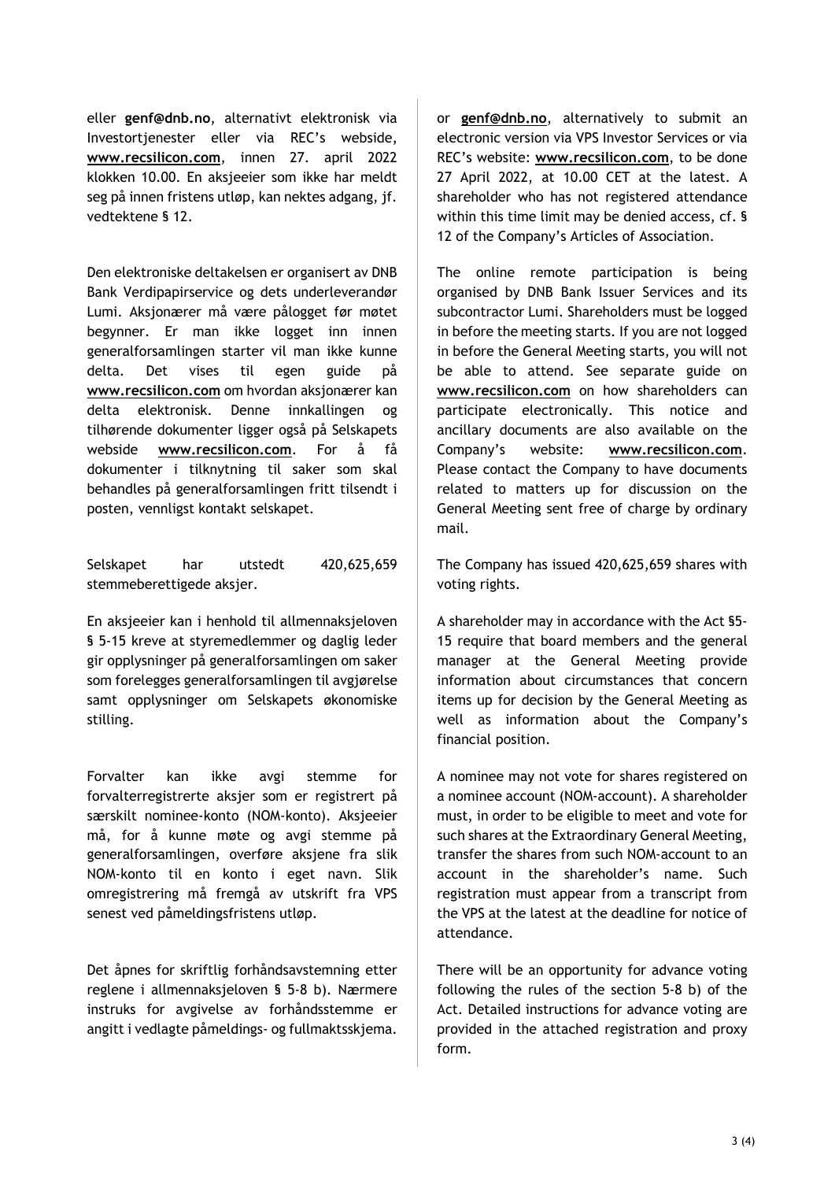eller **genf@dnb.no**, alternativt elektronisk via Investortjenester eller via REC's webside, **www.recsilicon.com**, innen 27. april 2022 klokken 10.00. En aksjeeier som ikke har meldt seg på innen fristens utløp, kan nektes adgang, jf. vedtektene § 12.

Den elektroniske deltakelsen er organisert av DNB Bank Verdipapirservice og dets underleverandør Lumi. Aksjonærer må være pålogget før møtet begynner. Er man ikke logget inn innen generalforsamlingen starter vil man ikke kunne delta. Det vises til egen guide på **www.recsilicon.com** om hvordan aksjonærer kan delta elektronisk. Denne innkallingen og tilhørende dokumenter ligger også på Selskapets webside **www.recsilicon.com**. For å få dokumenter i tilknytning til saker som skal behandles på generalforsamlingen fritt tilsendt i posten, vennligst kontakt selskapet.

Selskapet har utstedt 420,625,659 stemmeberettigede aksjer.

En aksjeeier kan i henhold til allmennaksjeloven § 5-15 kreve at styremedlemmer og daglig leder gir opplysninger på generalforsamlingen om saker som forelegges generalforsamlingen til avgjørelse samt opplysninger om Selskapets økonomiske stilling.

Forvalter kan ikke avgi stemme for forvalterregistrerte aksjer som er registrert på særskilt nominee-konto (NOM-konto). Aksjeeier må, for å kunne møte og avgi stemme på generalforsamlingen, overføre aksjene fra slik NOM-konto til en konto i eget navn. Slik omregistrering må fremgå av utskrift fra VPS senest ved påmeldingsfristens utløp.

Det åpnes for skriftlig forhåndsavstemning etter reglene i allmennaksjeloven § 5-8 b). Nærmere instruks for avgivelse av forhåndsstemme er angitt i vedlagte påmeldings- og fullmaktsskjema.

or **genf@dnb.no**, alternatively to submit an electronic version via VPS Investor Services or via REC's website: **www.recsilicon.com**, to be done 27 April 2022, at 10.00 CET at the latest. A shareholder who has not registered attendance within this time limit may be denied access, cf. § 12 of the Company's Articles of Association.

The online remote participation is being organised by DNB Bank Issuer Services and its subcontractor Lumi. Shareholders must be logged in before the meeting starts. If you are not logged in before the General Meeting starts, you will not be able to attend. See separate guide on **www.recsilicon.com** on how shareholders can participate electronically. This notice and ancillary documents are also available on the Company's website: **www.recsilicon.com**. Please contact the Company to have documents related to matters up for discussion on the General Meeting sent free of charge by ordinary mail.

The Company has issued 420,625,659 shares with voting rights.

A shareholder may in accordance with the Act §5-15 require that board members and the general manager at the General Meeting provide information about circumstances that concern items up for decision by the General Meeting as well as information about the Company's financial position.

A nominee may not vote for shares registered on a nominee account (NOM-account). A shareholder must, in order to be eligible to meet and vote for such shares at the Extraordinary General Meeting, transfer the shares from such NOM-account to an account in the shareholder's name. Such registration must appear from a transcript from the VPS at the latest at the deadline for notice of attendance.

There will be an opportunity for advance voting following the rules of the section 5-8 b) of the Act. Detailed instructions for advance voting are provided in the attached registration and proxy form.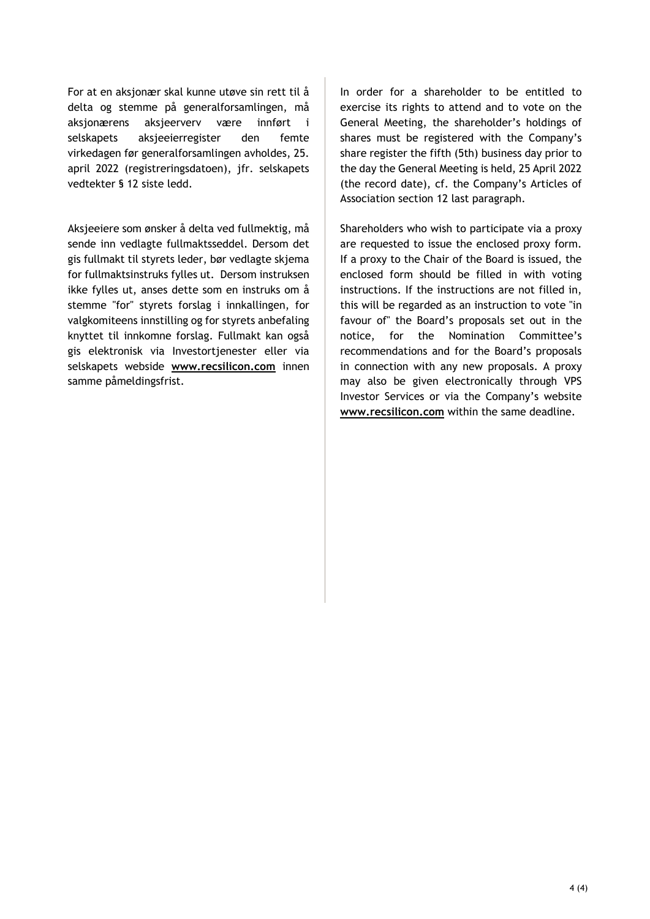For at en aksjonær skal kunne utøve sin rett til å delta og stemme på generalforsamlingen, må aksjonærens aksjeerverv være innført i selskapets aksjeeierregister den femte virkedagen før generalforsamlingen avholdes, 25. april 2022 (registreringsdatoen), jfr. selskapets vedtekter § 12 siste ledd.

Aksjeeiere som ønsker å delta ved fullmektig, må sende inn vedlagte fullmaktsseddel. Dersom det gis fullmakt til styrets leder, bør vedlagte skjema for fullmaktsinstruks fylles ut. Dersom instruksen ikke fylles ut, anses dette som en instruks om å stemme "for" styrets forslag i innkallingen, for valgkomiteens innstilling og for styrets anbefaling knyttet til innkomne forslag. Fullmakt kan også gis elektronisk via Investortjenester eller via selskapets webside **www.recsilicon.com** innen samme påmeldingsfrist.

In order for a shareholder to be entitled to exercise its rights to attend and to vote on the General Meeting, the shareholder's holdings of shares must be registered with the Company's share register the fifth (5th) business day prior to the day the General Meeting is held, 25 April 2022 (the record date), cf. the Company's Articles of Association section 12 last paragraph.

Shareholders who wish to participate via a proxy are requested to issue the enclosed proxy form. If a proxy to the Chair of the Board is issued, the enclosed form should be filled in with voting instructions. If the instructions are not filled in, this will be regarded as an instruction to vote "in favour of" the Board's proposals set out in the notice, for the Nomination Committee's recommendations and for the Board's proposals in connection with any new proposals. A proxy may also be given electronically through VPS Investor Services or via the Company's website **www.recsilicon.com** within the same deadline.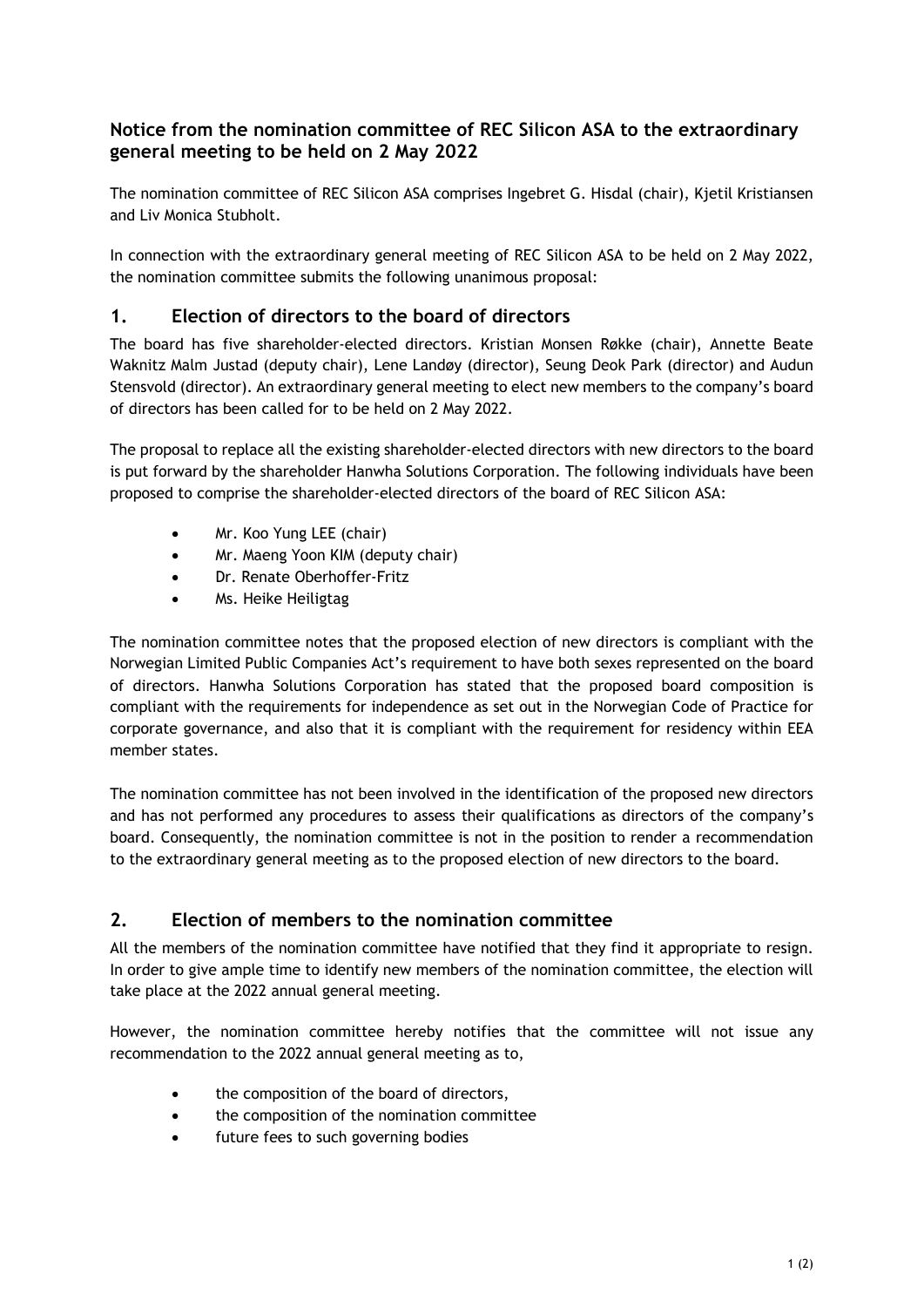## Notice from the nomination committee of REC Silicon ASA to the extraordinary general meeting to be held on 2 May 2022

The nomination committee of REC Silicon ASA comprises Ingebret G. Hisdal (chair), Kjetil Kristiansen and Liv Monica Stubholt.

In connection with the extraordinary general meeting of REC Silicon ASA to be held on 2 May 2022, the nomination committee submits the following unanimous proposal:

## 1. Election of directors to the board of directors

The board has five shareholder-elected directors. Kristian Monsen Røkke (chair), Annette Beate Waknitz Malm Justad (deputy chair), Lene Landøy (director), Seung Deok Park (director) and Audun Stensvold (director). An extraordinary general meeting to elect new members to the company's board of directors has been called for to be held on 2 May 2022.

The proposal to replace all the existing shareholder-elected directors with new directors to the board is put forward by the shareholder Hanwha Solutions Corporation. The following individuals have been proposed to comprise the shareholder-elected directors of the board of REC Silicon ASA:

- Mr. Koo Yung LEE (chair)
- Mr. Maeng Yoon KIM (deputy chair)
- Dr. Renate Oberhoffer-Fritz
- Ms. Heike Heiligtag

The nomination committee notes that the proposed election of new directors is compliant with the Norwegian Limited Public Companies Act's requirement to have both sexes represented on the board of directors. Hanwha Solutions Corporation has stated that the proposed board composition is compliant with the requirements for independence as set out in the Norwegian Code of Practice for corporate governance, and also that it is compliant with the requirement for residency within EEA member states.

The nomination committee has not been involved in the identification of the proposed new directors and has not performed any procedures to assess their qualifications as directors of the company's board. Consequently, the nomination committee is not in the position to render a recommendation to the extraordinary general meeting as to the proposed election of new directors to the board.

## 2. Election of members to the nomination committee

All the members of the nomination committee have notified that they find it appropriate to resign. In order to give ample time to identify new members of the nomination committee, the election will take place at the 2022 annual general meeting.

However, the nomination committee hereby notifies that the committee will not issue any recommendation to the 2022 annual general meeting as to,

- the composition of the board of directors,
- the composition of the nomination committee
- future fees to such governing bodies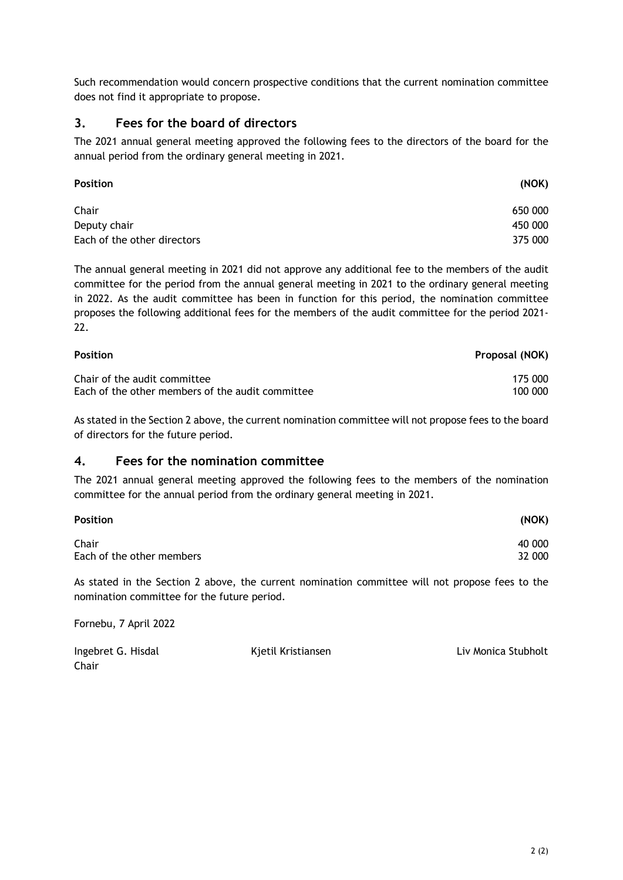Such recommendation would concern prospective conditions that the current nomination committee does not find it appropriate to propose.

## 3. Fees for the board of directors

The 2021 annual general meeting approved the following fees to the directors of the board for the annual period from the ordinary general meeting in 2021.

| **Position** | **(NOK)** |
|---|---|
| Chair | 650 000 |
| Deputy chair | 450 000 |
| Each of the other directors | 375 000 |

The annual general meeting in 2021 did not approve any additional fee to the members of the audit committee for the period from the annual general meeting in 2021 to the ordinary general meeting in 2022. As the audit committee has been in function for this period, the nomination committee proposes the following additional fees for the members of the audit committee for the period 2021-22.

| **Position** | **Proposal (NOK)** |
|---|---|
| Chair of the audit committee | 175 000 |
| Each of the other members of the audit committee | 100 000 |

As stated in the Section 2 above, the current nomination committee will not propose fees to the board of directors for the future period.

## 4. Fees for the nomination committee

The 2021 annual general meeting approved the following fees to the members of the nomination committee for the annual period from the ordinary general meeting in 2021.

| **Position** | **(NOK)** |
|---|---|
| Chair | 40 000 |
| Each of the other members | 32 000 |

As stated in the Section 2 above, the current nomination committee will not propose fees to the nomination committee for the future period.

Fornebu, 7 April 2022

Ingebret G. Hisdal
Chair

Kjetil Kristiansen

Liv Monica Stubholt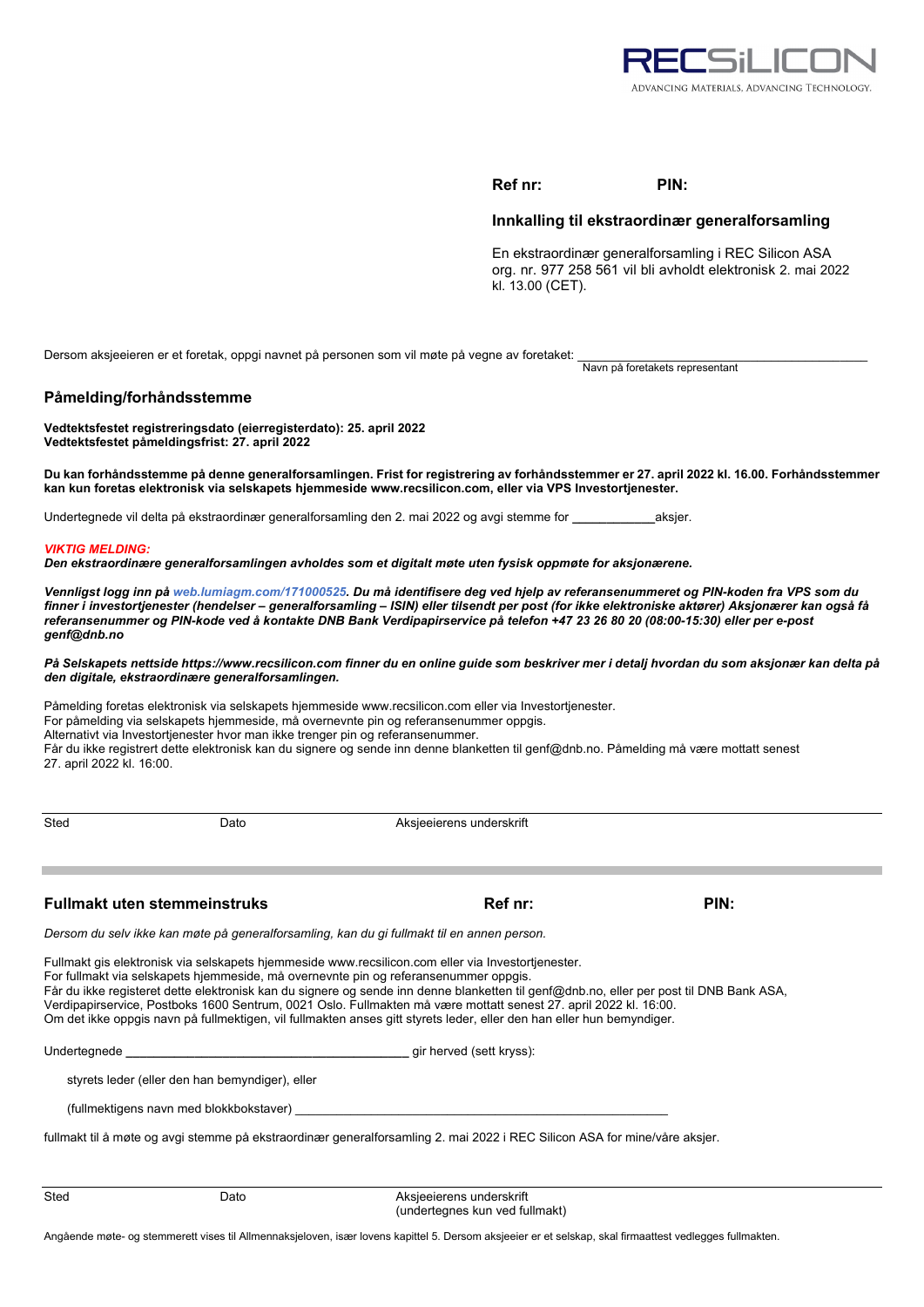RECSiLICON
ADVANCING MATERIALS. ADVANCING TECHNOLOGY.

**Ref nr:** **PIN:**

### Innkalling til ekstraordinær generalforsamling

En ekstraordinær generalforsamling i REC Silicon ASA org. nr. 977 258 561 vil bli avholdt elektronisk 2. mai 2022 kl. 13.00 (CET).

Dersom aksjeeieren er et foretak, oppgi navnet på personen som vil møte på vegne av foretaket: ______________________________
Navn på foretakets representant

## Påmelding/forhåndsstemme

**Vedtektsfestet registreringsdato (eierregisterdato): 25. april 2022**
**Vedtektsfestet påmeldingsfrist: 27. april 2022**

**Du kan forhåndsstemme på denne generalforsamlingen. Frist for registrering av forhåndsstemmer er 27. april 2022 kl. 16.00. Forhåndsstemmer kan kun foretas elektronisk via selskapets hjemmeside www.recsilicon.com, eller via VPS Investortjenester.**

Undertegnede vil delta på ekstraordinær generalforsamling den 2. mai 2022 og avgi stemme for ___________aksjer.

***VIKTIG MELDING:***
***Den ekstraordinære generalforsamlingen avholdes som et digitalt møte uten fysisk oppmøte for aksjonærene.***

***Vennligst logg inn på web.lumiagm.com/171000525. Du må identifisere deg ved hjelp av referansenummeret og PIN-koden fra VPS som du finner i investortjenester (hendelser – generalforsamling – ISIN) eller tilsendt per post (for ikke elektroniske aktører) Aksjonærer kan også få referansenummer og PIN-kode ved å kontakte DNB Bank Verdipapirservice på telefon +47 23 26 80 20 (08:00-15:30) eller per e-post genf@dnb.no***

***På Selskapets nettside https://www.recsilicon.com finner du en online guide som beskriver mer i detalj hvordan du som aksjonær kan delta på den digitale, ekstraordinære generalforsamlingen.***

Påmelding foretas elektronisk via selskapets hjemmeside www.recsilicon.com eller via Investortjenester.
For påmelding via selskapets hjemmeside, må overnevnte pin og referansenummer oppgis.
Alternativt via Investortjenester hvor man ikke trenger pin og referansenummer.
Får du ikke registrert dette elektronisk kan du signere og sende inn denne blanketten til genf@dnb.no. Påmelding må være mottatt senest 27. april 2022 kl. 16:00.

| Sted | Dato | Aksjeeierens underskrift |
|---|---|---|

## Fullmakt uten stemmeinstruks

**Ref nr:** **PIN:**

*Dersom du selv ikke kan møte på generalforsamling, kan du gi fullmakt til en annen person.*

Fullmakt gis elektronisk via selskapets hjemmeside www.recsilicon.com eller via Investortjenester.
For fullmakt via selskapets hjemmeside, må overnevnte pin og referansenummer oppgis.
Får du ikke registeret dette elektronisk kan du signere og sende inn denne blanketten til genf@dnb.no, eller per post til DNB Bank ASA, Verdipapirservice, Postboks 1600 Sentrum, 0021 Oslo. Fullmakten må være mottatt senest 27. april 2022 kl. 16:00.
Om det ikke oppgis navn på fullmektigen, vil fullmakten anses gitt styrets leder, eller den han eller hun bemyndiger.

Undertegnede ________________________________________ gir herved (sett kryss):

styrets leder (eller den han bemyndiger), eller

(fullmektigens navn med blokkbokstaver) ______________________________________________________

fullmakt til å møte og avgi stemme på ekstraordinær generalforsamling 2. mai 2022 i REC Silicon ASA for mine/våre aksjer.

| Sted | Dato | Aksjeeierens underskrift (undertegnes kun ved fullmakt) |
|---|---|---|

Angående møte- og stemmerett vises til Allmennaksjeloven, især lovens kapittel 5. Dersom aksjeeier er et selskap, skal firmaattest vedlegges fullmakten.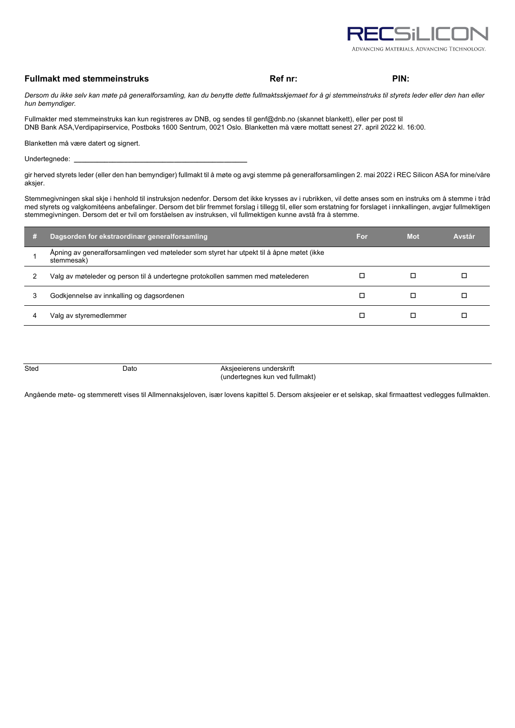RECSiLICON
ADVANCING MATERIALS. ADVANCING TECHNOLOGY.

**Fullmakt med stemmeinstruks** **Ref nr:** **PIN:**

*Dersom du ikke selv kan møte på generalforsamling, kan du benytte dette fullmaktsskjemaet for å gi stemmeinstruks til styrets leder eller den han eller hun bemyndiger.*

Fullmakter med stemmeinstruks kan kun registreres av DNB, og sendes til genf@dnb.no (skannet blankett), eller per post til DNB Bank ASA,Verdipapirservice, Postboks 1600 Sentrum, 0021 Oslo. Blanketten må være mottatt senest 27. april 2022 kl. 16:00.

Blanketten må være datert og signert.

Undertegnede: ____________________________________________

gir herved styrets leder (eller den han bemyndiger) fullmakt til å møte og avgi stemme på generalforsamlingen 2. mai 2022 i REC Silicon ASA for mine/våre aksjer.

Stemmegivningen skal skje i henhold til instruksjon nedenfor. Dersom det ikke krysses av i rubrikken, vil dette anses som en instruks om å stemme i tråd med styrets og valgkomitéens anbefalinger. Dersom det blir fremmet forslag i tillegg til, eller som erstatning for forslaget i innkallingen, avgjør fullmektigen stemmegivningen. Dersom det er tvil om forståelsen av instruksen, vil fullmektigen kunne avstå fra å stemme.

| # | Dagsorden for ekstraordinær generalforsamling | For | Mot | Avstår |
|---|---|---|---|---|
| 1 | Åpning av generalforsamlingen ved møteleder som styret har utpekt til å åpne møtet (ikke stemmesak) | | | |
| 2 | Valg av møteleder og person til å undertegne protokollen sammen med møtelederen | ☐ | ☐ | ☐ |
| 3 | Godkjennelse av innkalling og dagsordenen | ☐ | ☐ | ☐ |
| 4 | Valg av styremedlemmer | ☐ | ☐ | ☐ |

| Sted | Dato | Aksjeeierens underskrift (undertegnes kun ved fullmakt) |
|---|---|---|

Angående møte- og stemmerett vises til Allmennaksjeloven, især lovens kapittel 5. Dersom aksjeeier er et selskap, skal firmaattest vedlegges fullmakten.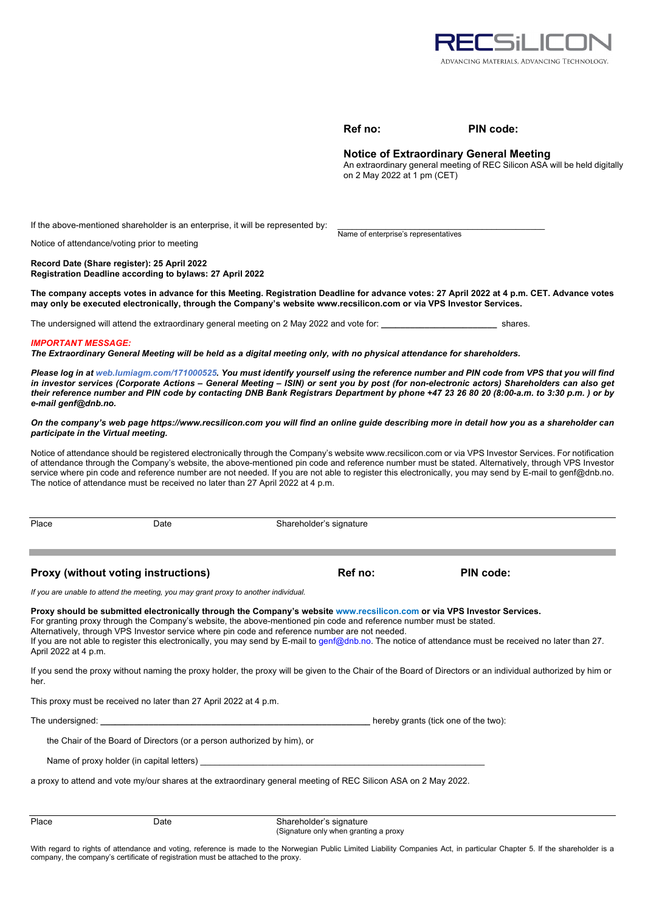RECSiLICON
ADVANCING MATERIALS. ADVANCING TECHNOLOGY.

**Ref no:** **PIN code:**

## Notice of Extraordinary General Meeting

An extraordinary general meeting of REC Silicon ASA will be held digitally on 2 May 2022 at 1 pm (CET)

If the above-mentioned shareholder is an enterprise, it will be represented by: ________________________________
Name of enterprise's representatives

Notice of attendance/voting prior to meeting

**Record Date (Share register): 25 April 2022**
**Registration Deadline according to bylaws: 27 April 2022**

**The company accepts votes in advance for this Meeting. Registration Deadline for advance votes: 27 April 2022 at 4 p.m. CET. Advance votes may only be executed electronically, through the Company's website www.recsilicon.com or via VPS Investor Services.**

The undersigned will attend the extraordinary general meeting on 2 May 2022 and vote for: ________________________ shares.

***IMPORTANT MESSAGE:***
***The Extraordinary General Meeting will be held as a digital meeting only, with no physical attendance for shareholders.***

***Please log in at web.lumiagm.com/171000525. You must identify yourself using the reference number and PIN code from VPS that you will find in investor services (Corporate Actions – General Meeting – ISIN) or sent you by post (for non-electronic actors) Shareholders can also get their reference number and PIN code by contacting DNB Bank Registrars Department by phone +47 23 26 80 20 (8:00-a.m. to 3:30 p.m. ) or by e-mail genf@dnb.no.***

***On the company's web page https://www.recsilicon.com you will find an online guide describing more in detail how you as a shareholder can participate in the Virtual meeting.***

Notice of attendance should be registered electronically through the Company's website www.recsilicon.com or via VPS Investor Services. For notification of attendance through the Company's website, the above-mentioned pin code and reference number must be stated. Alternatively, through VPS Investor service where pin code and reference number are not needed. If you are not able to register this electronically, you may send by E-mail to genf@dnb.no. The notice of attendance must be received no later than 27 April 2022 at 4 p.m.

Place Date Shareholder's signature

---

## Proxy (without voting instructions)

**Ref no:** **PIN code:**

*If you are unable to attend the meeting, you may grant proxy to another individual.*

**Proxy should be submitted electronically through the Company's website www.recsilicon.com or via VPS Investor Services.**
For granting proxy through the Company's website, the above-mentioned pin code and reference number must be stated.
Alternatively, through VPS Investor service where pin code and reference number are not needed.
If you are not able to register this electronically, you may send by E-mail to genf@dnb.no. The notice of attendance must be received no later than 27. April 2022 at 4 p.m.

If you send the proxy without naming the proxy holder, the proxy will be given to the Chair of the Board of Directors or an individual authorized by him or her.

This proxy must be received no later than 27 April 2022 at 4 p.m.

The undersigned: ________________________________________________ hereby grants (tick one of the two):

the Chair of the Board of Directors (or a person authorized by him), or

Name of proxy holder (in capital letters) ________________________________________________

a proxy to attend and vote my/our shares at the extraordinary general meeting of REC Silicon ASA on 2 May 2022.

Place Date Shareholder's signature
(Signature only when granting a proxy

With regard to rights of attendance and voting, reference is made to the Norwegian Public Limited Liability Companies Act, in particular Chapter 5. If the shareholder is a company, the company's certificate of registration must be attached to the proxy.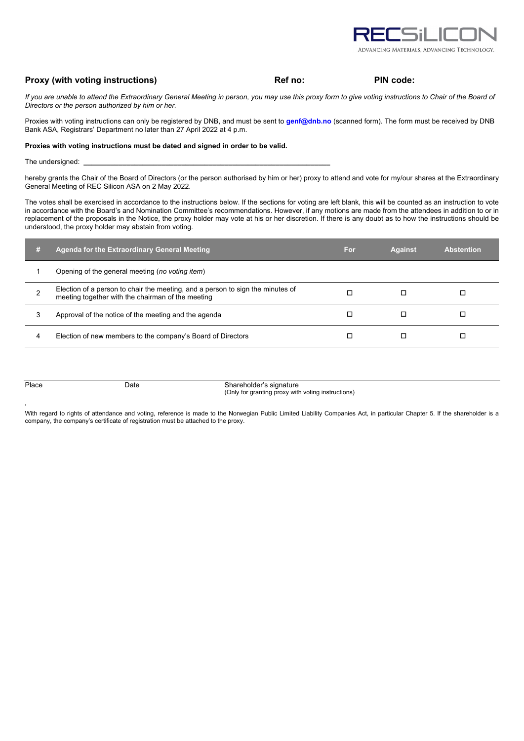RECSiLICON
ADVANCING MATERIALS. ADVANCING TECHNOLOGY.

**Proxy (with voting instructions)** **Ref no:** **PIN code:**

*If you are unable to attend the Extraordinary General Meeting in person, you may use this proxy form to give voting instructions to Chair of the Board of Directors or the person authorized by him or her.*

Proxies with voting instructions can only be registered by DNB, and must be sent to **genf@dnb.no** (scanned form). The form must be received by DNB Bank ASA, Registrars' Department no later than 27 April 2022 at 4 p.m.

**Proxies with voting instructions must be dated and signed in order to be valid.**

The undersigned: ______________________________________________________________

hereby grants the Chair of the Board of Directors (or the person authorised by him or her) proxy to attend and vote for my/our shares at the Extraordinary General Meeting of REC Silicon ASA on 2 May 2022.

The votes shall be exercised in accordance to the instructions below. If the sections for voting are left blank, this will be counted as an instruction to vote in accordance with the Board's and Nomination Committee's recommendations. However, if any motions are made from the attendees in addition to or in replacement of the proposals in the Notice, the proxy holder may vote at his or her discretion. If there is any doubt as to how the instructions should be understood, the proxy holder may abstain from voting.

| # | Agenda for the Extraordinary General Meeting | For | Against | Abstention |
|---|---|---|---|---|
| 1 | Opening of the general meeting (*no voting item*) | | | |
| 2 | Election of a person to chair the meeting, and a person to sign the minutes of meeting together with the chairman of the meeting | ☐ | ☐ | ☐ |
| 3 | Approval of the notice of the meeting and the agenda | ☐ | ☐ | ☐ |
| 4 | Election of new members to the company's Board of Directors | ☐ | ☐ | ☐ |

Place Date Shareholder's signature
(Only for granting proxy with voting instructions)

With regard to rights of attendance and voting, reference is made to the Norwegian Public Limited Liability Companies Act, in particular Chapter 5. If the shareholder is a company, the company's certificate of registration must be attached to the proxy.